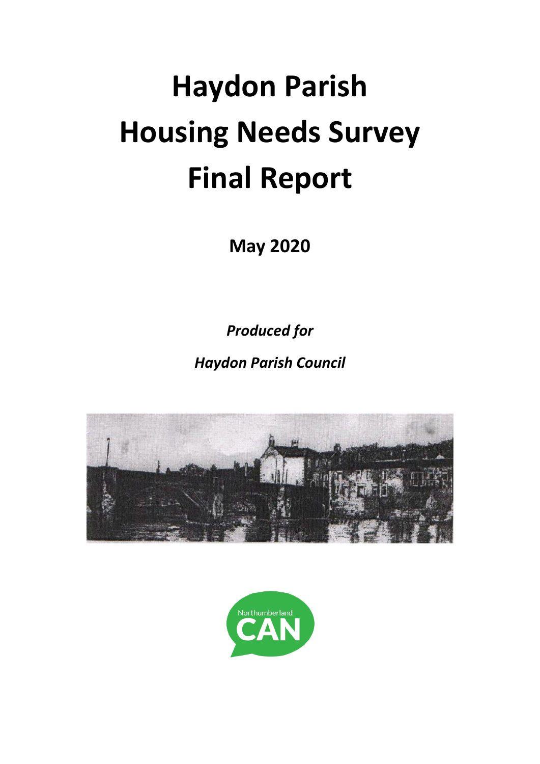# Haydon Parish Housing Needs Survey Final Report

**May 2020**

***Produced for***

***Haydon Parish Council***

Northumberland CAN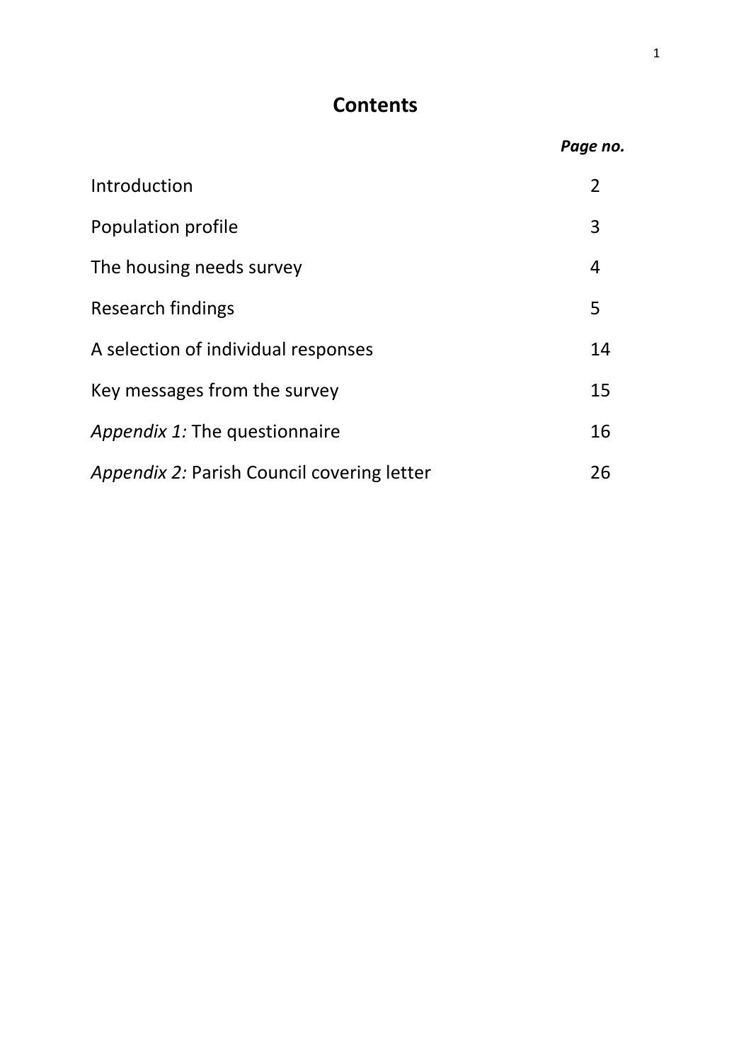# Contents

| | *Page no.* |
|---|---|
| Introduction | 2 |
| Population profile | 3 |
| The housing needs survey | 4 |
| Research findings | 5 |
| A selection of individual responses | 14 |
| Key messages from the survey | 15 |
| *Appendix 1:* The questionnaire | 16 |
| *Appendix 2:* Parish Council covering letter | 26 |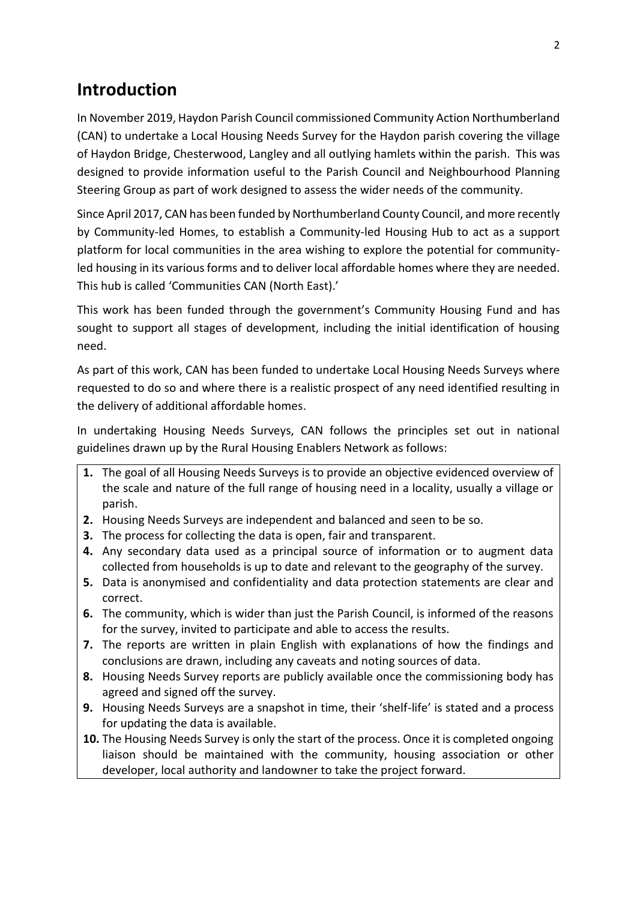## Introduction

In November 2019, Haydon Parish Council commissioned Community Action Northumberland (CAN) to undertake a Local Housing Needs Survey for the Haydon parish covering the village of Haydon Bridge, Chesterwood, Langley and all outlying hamlets within the parish. This was designed to provide information useful to the Parish Council and Neighbourhood Planning Steering Group as part of work designed to assess the wider needs of the community.

Since April 2017, CAN has been funded by Northumberland County Council, and more recently by Community-led Homes, to establish a Community-led Housing Hub to act as a support platform for local communities in the area wishing to explore the potential for community-led housing in its various forms and to deliver local affordable homes where they are needed. This hub is called 'Communities CAN (North East).'

This work has been funded through the government's Community Housing Fund and has sought to support all stages of development, including the initial identification of housing need.

As part of this work, CAN has been funded to undertake Local Housing Needs Surveys where requested to do so and where there is a realistic prospect of any need identified resulting in the delivery of additional affordable homes.

In undertaking Housing Needs Surveys, CAN follows the principles set out in national guidelines drawn up by the Rural Housing Enablers Network as follows:

1. The goal of all Housing Needs Surveys is to provide an objective evidenced overview of the scale and nature of the full range of housing need in a locality, usually a village or parish.
2. Housing Needs Surveys are independent and balanced and seen to be so.
3. The process for collecting the data is open, fair and transparent.
4. Any secondary data used as a principal source of information or to augment data collected from households is up to date and relevant to the geography of the survey.
5. Data is anonymised and confidentiality and data protection statements are clear and correct.
6. The community, which is wider than just the Parish Council, is informed of the reasons for the survey, invited to participate and able to access the results.
7. The reports are written in plain English with explanations of how the findings and conclusions are drawn, including any caveats and noting sources of data.
8. Housing Needs Survey reports are publicly available once the commissioning body has agreed and signed off the survey.
9. Housing Needs Surveys are a snapshot in time, their 'shelf-life' is stated and a process for updating the data is available.
10. The Housing Needs Survey is only the start of the process. Once it is completed ongoing liaison should be maintained with the community, housing association or other developer, local authority and landowner to take the project forward.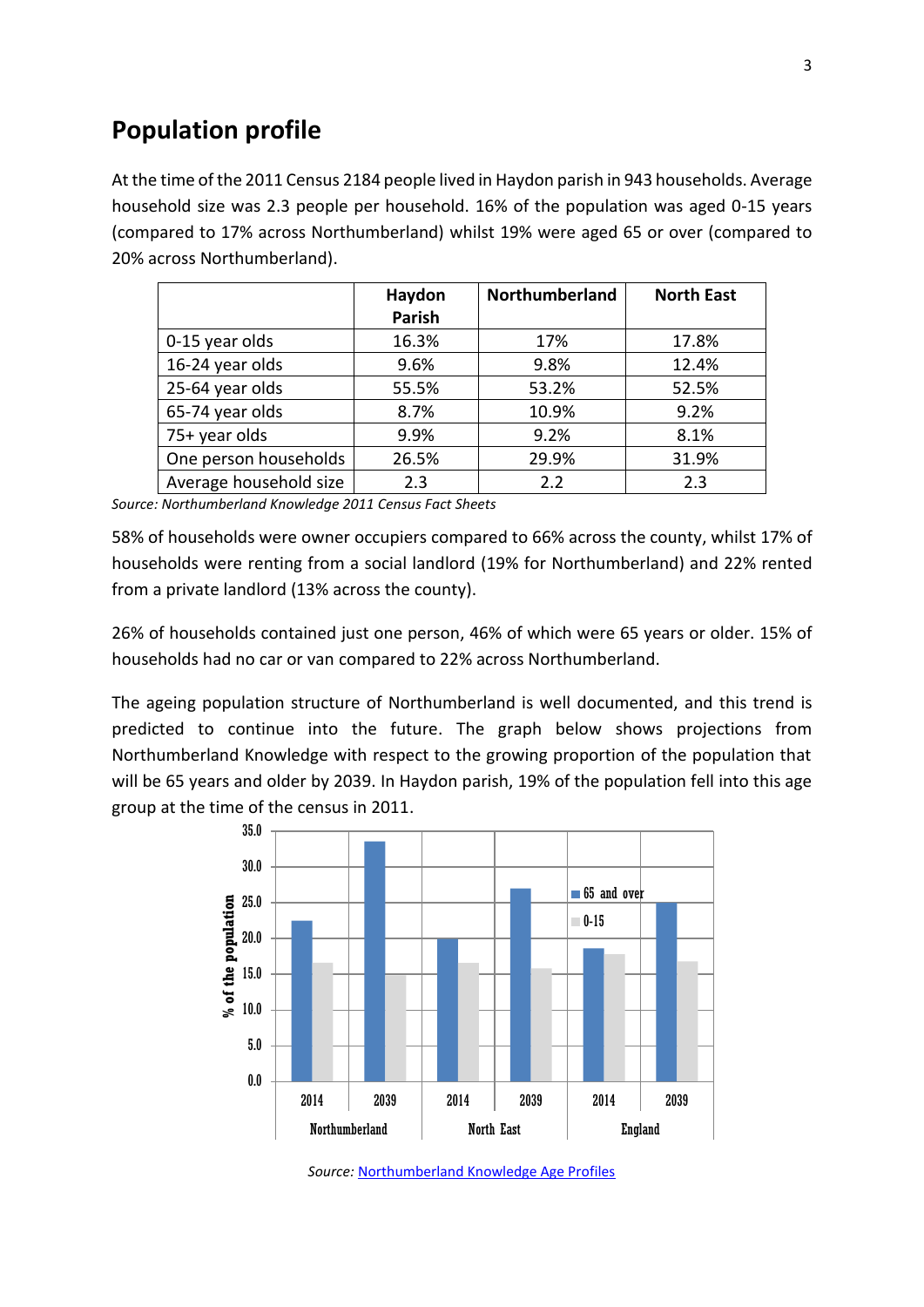## Population profile

At the time of the 2011 Census 2184 people lived in Haydon parish in 943 households. Average household size was 2.3 people per household. 16% of the population was aged 0-15 years (compared to 17% across Northumberland) whilst 19% were aged 65 or over (compared to 20% across Northumberland).

| | Haydon Parish | Northumberland | North East |
|---|---|---|---|
| 0-15 year olds | 16.3% | 17% | 17.8% |
| 16-24 year olds | 9.6% | 9.8% | 12.4% |
| 25-64 year olds | 55.5% | 53.2% | 52.5% |
| 65-74 year olds | 8.7% | 10.9% | 9.2% |
| 75+ year olds | 9.9% | 9.2% | 8.1% |
| One person households | 26.5% | 29.9% | 31.9% |
| Average household size | 2.3 | 2.2 | 2.3 |

*Source: Northumberland Knowledge 2011 Census Fact Sheets*

58% of households were owner occupiers compared to 66% across the county, whilst 17% of households were renting from a social landlord (19% for Northumberland) and 22% rented from a private landlord (13% across the county).

26% of households contained just one person, 46% of which were 65 years or older. 15% of households had no car or van compared to 22% across Northumberland.

The ageing population structure of Northumberland is well documented, and this trend is predicted to continue into the future. The graph below shows projections from Northumberland Knowledge with respect to the growing proportion of the population that will be 65 years and older by 2039. In Haydon parish, 19% of the population fell into this age group at the time of the census in 2011.

*Source:* Northumberland Knowledge Age Profiles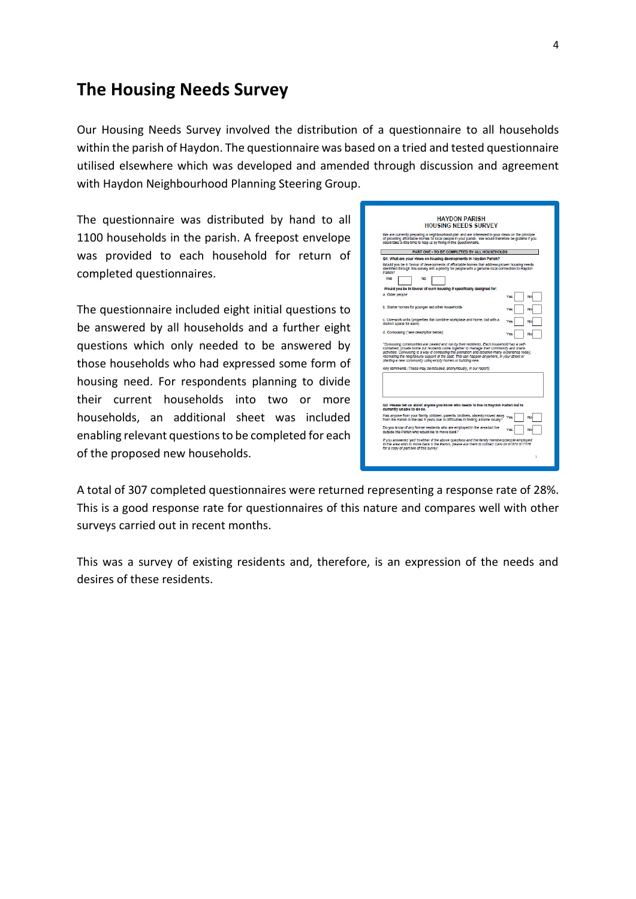## The Housing Needs Survey

Our Housing Needs Survey involved the distribution of a questionnaire to all households within the parish of Haydon. The questionnaire was based on a tried and tested questionnaire utilised elsewhere which was developed and amended through discussion and agreement with Haydon Neighbourhood Planning Steering Group.

The questionnaire was distributed by hand to all 1100 households in the parish. A freepost envelope was provided to each household for return of completed questionnaires.

The questionnaire included eight initial questions to be answered by all households and a further eight questions which only needed to be answered by those households who had expressed some form of housing need. For respondents planning to divide their current households into two or more households, an additional sheet was included enabling relevant questions to be completed for each of the proposed new households.

A total of 307 completed questionnaires were returned representing a response rate of 28%. This is a good response rate for questionnaires of this nature and compares well with other surveys carried out in recent months.

This was a survey of existing residents and, therefore, is an expression of the needs and desires of these residents.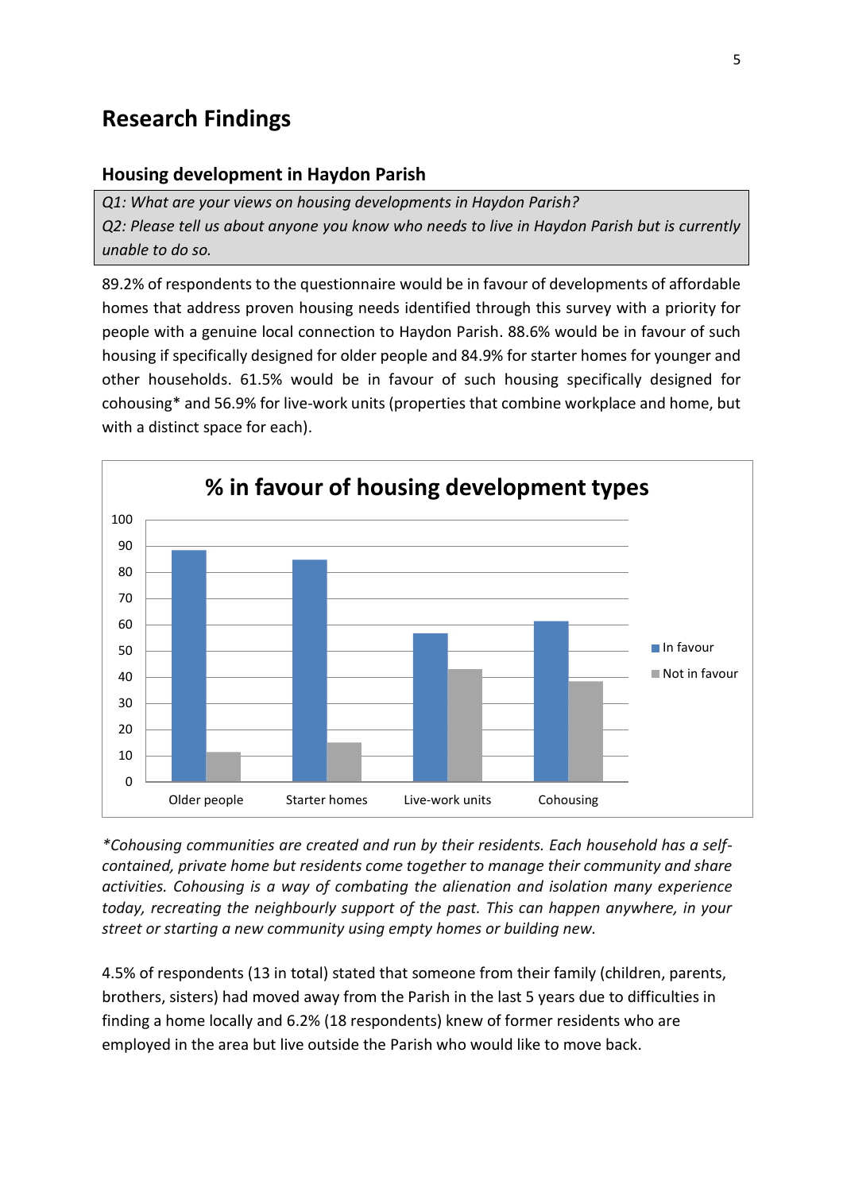# Research Findings

## Housing development in Haydon Parish

*Q1: What are your views on housing developments in Haydon Parish?*
*Q2: Please tell us about anyone you know who needs to live in Haydon Parish but is currently unable to do so.*

89.2% of respondents to the questionnaire would be in favour of developments of affordable homes that address proven housing needs identified through this survey with a priority for people with a genuine local connection to Haydon Parish. 88.6% would be in favour of such housing if specifically designed for older people and 84.9% for starter homes for younger and other households. 61.5% would be in favour of such housing specifically designed for cohousing* and 56.9% for live-work units (properties that combine workplace and home, but with a distinct space for each).

**% in favour of housing development types**

*Cohousing communities are created and run by their residents. Each household has a self-contained, private home but residents come together to manage their community and share activities. Cohousing is a way of combating the alienation and isolation many experience today, recreating the neighbourly support of the past. This can happen anywhere, in your street or starting a new community using empty homes or building new.*

4.5% of respondents (13 in total) stated that someone from their family (children, parents, brothers, sisters) had moved away from the Parish in the last 5 years due to difficulties in finding a home locally and 6.2% (18 respondents) knew of former residents who are employed in the area but live outside the Parish who would like to move back.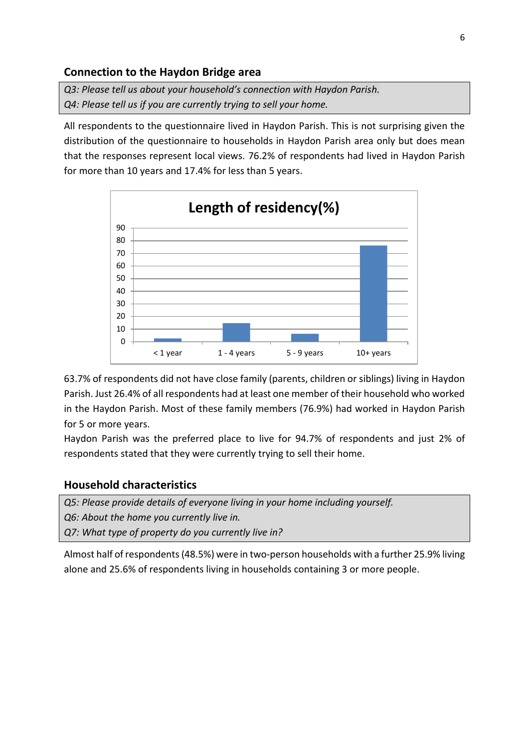## Connection to the Haydon Bridge area

*Q3: Please tell us about your household's connection with Haydon Parish.*
*Q4: Please tell us if you are currently trying to sell your home.*

All respondents to the questionnaire lived in Haydon Parish. This is not surprising given the distribution of the questionnaire to households in Haydon Parish area only but does mean that the responses represent local views. 76.2% of respondents had lived in Haydon Parish for more than 10 years and 17.4% for less than 5 years.

**Length of residency(%)**

| Length of residency | % |
|---|---|
| < 1 year | ~2.5 |
| 1 - 4 years | ~15 |
| 5 - 9 years | ~6.5 |
| 10+ years | ~76 |

63.7% of respondents did not have close family (parents, children or siblings) living in Haydon Parish. Just 26.4% of all respondents had at least one member of their household who worked in the Haydon Parish. Most of these family members (76.9%) had worked in Haydon Parish for 5 or more years.

Haydon Parish was the preferred place to live for 94.7% of respondents and just 2% of respondents stated that they were currently trying to sell their home.

## Household characteristics

*Q5: Please provide details of everyone living in your home including yourself.*
*Q6: About the home you currently live in.*
*Q7: What type of property do you currently live in?*

Almost half of respondents (48.5%) were in two-person households with a further 25.9% living alone and 25.6% of respondents living in households containing 3 or more people.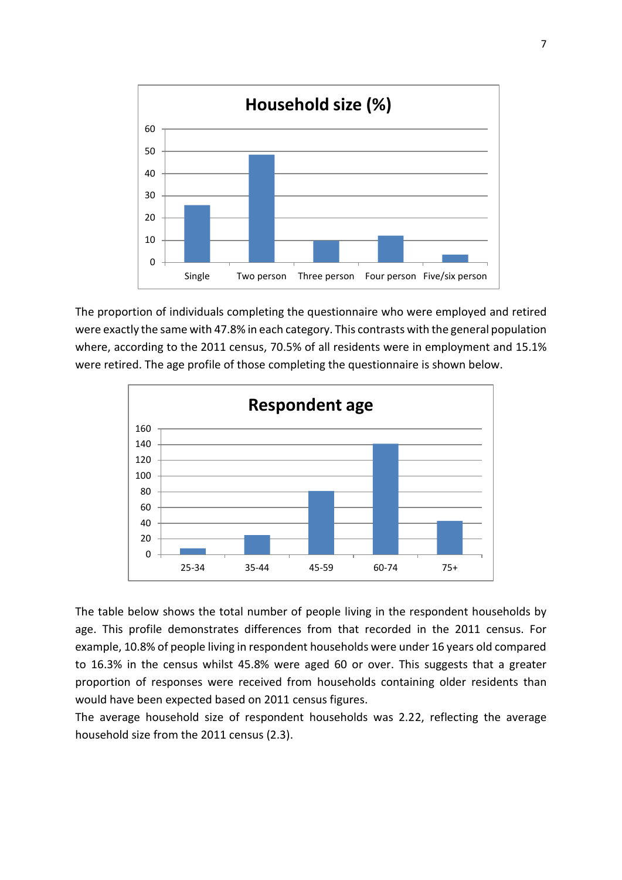**Household size (%)**

The proportion of individuals completing the questionnaire who were employed and retired were exactly the same with 47.8% in each category. This contrasts with the general population where, according to the 2011 census, 70.5% of all residents were in employment and 15.1% were retired. The age profile of those completing the questionnaire is shown below.

**Respondent age**

The table below shows the total number of people living in the respondent households by age. This profile demonstrates differences from that recorded in the 2011 census. For example, 10.8% of people living in respondent households were under 16 years old compared to 16.3% in the census whilst 45.8% were aged 60 or over. This suggests that a greater proportion of responses were received from households containing older residents than would have been expected based on 2011 census figures.

The average household size of respondent households was 2.22, reflecting the average household size from the 2011 census (2.3).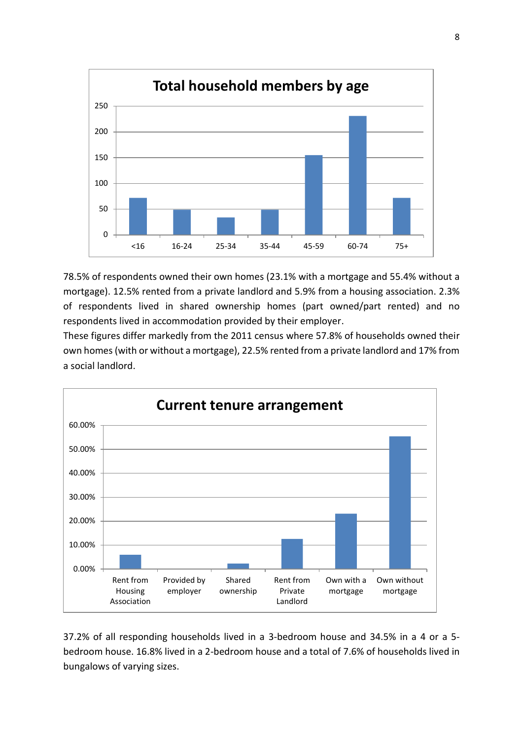**Total household members by age**

| Age | Count (approx.) |
|---|---|
| <16 | 72 |
| 16-24 | 48 |
| 25-34 | 34 |
| 35-44 | 48 |
| 45-59 | 154 |
| 60-74 | 230 |
| 75+ | 72 |

78.5% of respondents owned their own homes (23.1% with a mortgage and 55.4% without a mortgage). 12.5% rented from a private landlord and 5.9% from a housing association. 2.3% of respondents lived in shared ownership homes (part owned/part rented) and no respondents lived in accommodation provided by their employer.

These figures differ markedly from the 2011 census where 57.8% of households owned their own homes (with or without a mortgage), 22.5% rented from a private landlord and 17% from a social landlord.

**Current tenure arrangement**

| Tenure | Percentage |
|---|---|
| Rent from Housing Association | 5.9% |
| Provided by employer | 0% |
| Shared ownership | 2.3% |
| Rent from Private Landlord | 12.5% |
| Own with a mortgage | 23.1% |
| Own without mortgage | 55.4% |

37.2% of all responding households lived in a 3-bedroom house and 34.5% in a 4 or a 5-bedroom house. 16.8% lived in a 2-bedroom house and a total of 7.6% of households lived in bungalows of varying sizes.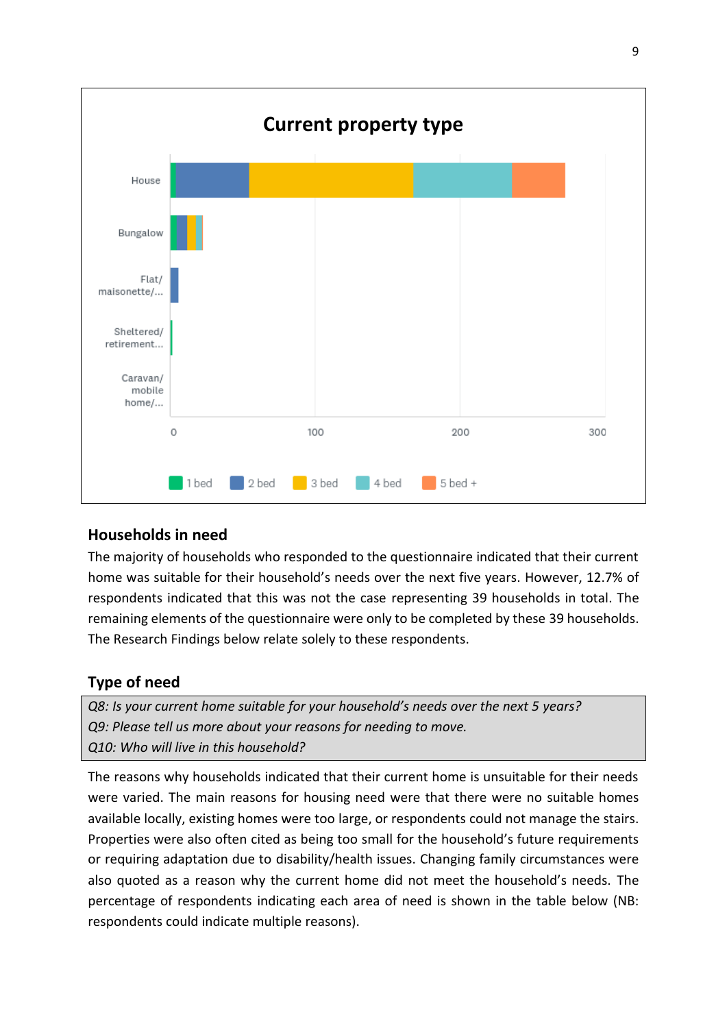**Current property type**

Households in need

The majority of households who responded to the questionnaire indicated that their current home was suitable for their household's needs over the next five years. However, 12.7% of respondents indicated that this was not the case representing 39 households in total. The remaining elements of the questionnaire were only to be completed by these 39 households. The Research Findings below relate solely to these respondents.

## Type of need

*Q8: Is your current home suitable for your household's needs over the next 5 years?*
*Q9: Please tell us more about your reasons for needing to move.*
*Q10: Who will live in this household?*

The reasons why households indicated that their current home is unsuitable for their needs were varied. The main reasons for housing need were that there were no suitable homes available locally, existing homes were too large, or respondents could not manage the stairs. Properties were also often cited as being too small for the household's future requirements or requiring adaptation due to disability/health issues. Changing family circumstances were also quoted as a reason why the current home did not meet the household's needs. The percentage of respondents indicating each area of need is shown in the table below (NB: respondents could indicate multiple reasons).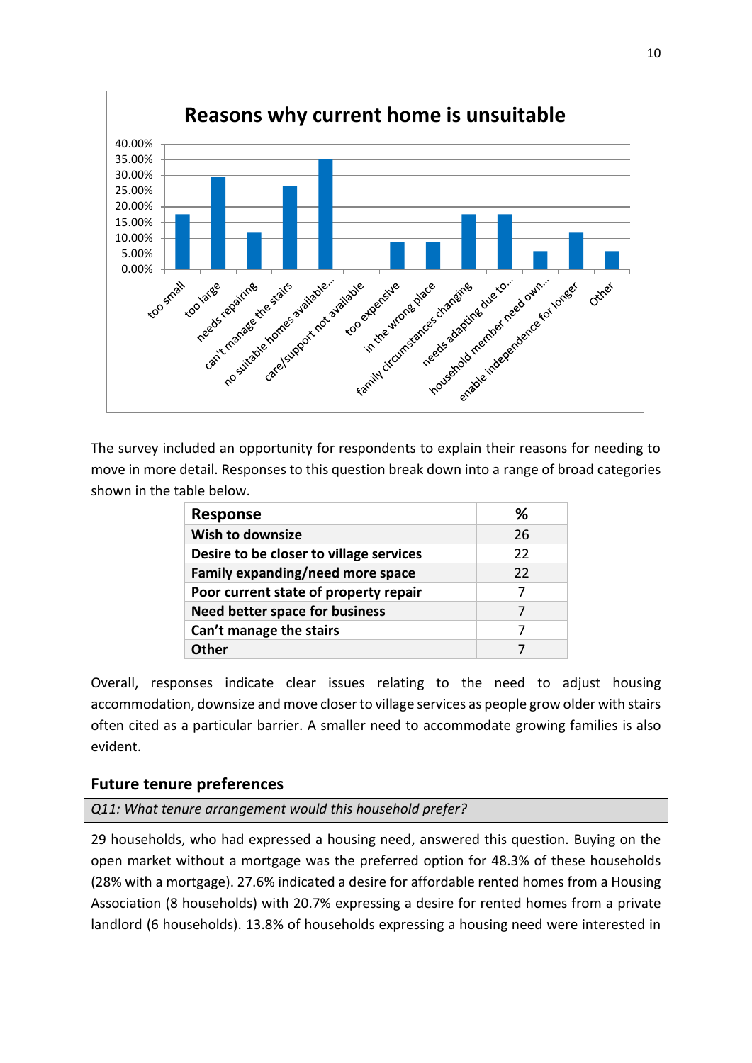The survey included an opportunity for respondents to explain their reasons for needing to move in more detail. Responses to this question break down into a range of broad categories shown in the table below.

| Response | % |
|---|---|
| Wish to downsize | 26 |
| Desire to be closer to village services | 22 |
| Family expanding/need more space | 22 |
| Poor current state of property repair | 7 |
| Need better space for business | 7 |
| Can't manage the stairs | 7 |
| Other | 7 |

Overall, responses indicate clear issues relating to the need to adjust housing accommodation, downsize and move closer to village services as people grow older with stairs often cited as a particular barrier. A smaller need to accommodate growing families is also evident.

## Future tenure preferences

*Q11: What tenure arrangement would this household prefer?*

29 households, who had expressed a housing need, answered this question. Buying on the open market without a mortgage was the preferred option for 48.3% of these households (28% with a mortgage). 27.6% indicated a desire for affordable rented homes from a Housing Association (8 households) with 20.7% expressing a desire for rented homes from a private landlord (6 households). 13.8% of households expressing a housing need were interested in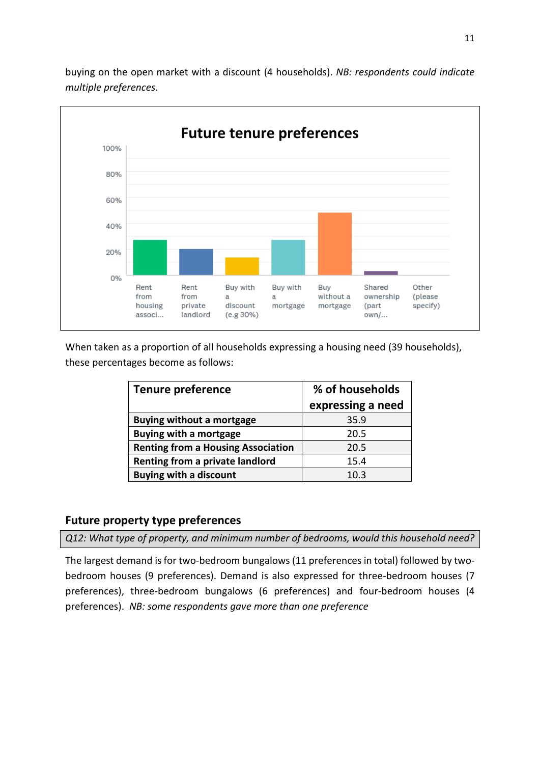buying on the open market with a discount (4 households). *NB: respondents could indicate multiple preferences.*

**Future tenure preferences**

When taken as a proportion of all households expressing a housing need (39 households), these percentages become as follows:

| Tenure preference | % of households expressing a need |
|---|---|
| **Buying without a mortgage** | 35.9 |
| **Buying with a mortgage** | 20.5 |
| **Renting from a Housing Association** | 20.5 |
| **Renting from a private landlord** | 15.4 |
| **Buying with a discount** | 10.3 |

## Future property type preferences

*Q12: What type of property, and minimum number of bedrooms, would this household need?*

The largest demand is for two-bedroom bungalows (11 preferences in total) followed by two-bedroom houses (9 preferences). Demand is also expressed for three-bedroom houses (7 preferences), three-bedroom bungalows (6 preferences) and four-bedroom houses (4 preferences). *NB: some respondents gave more than one preference*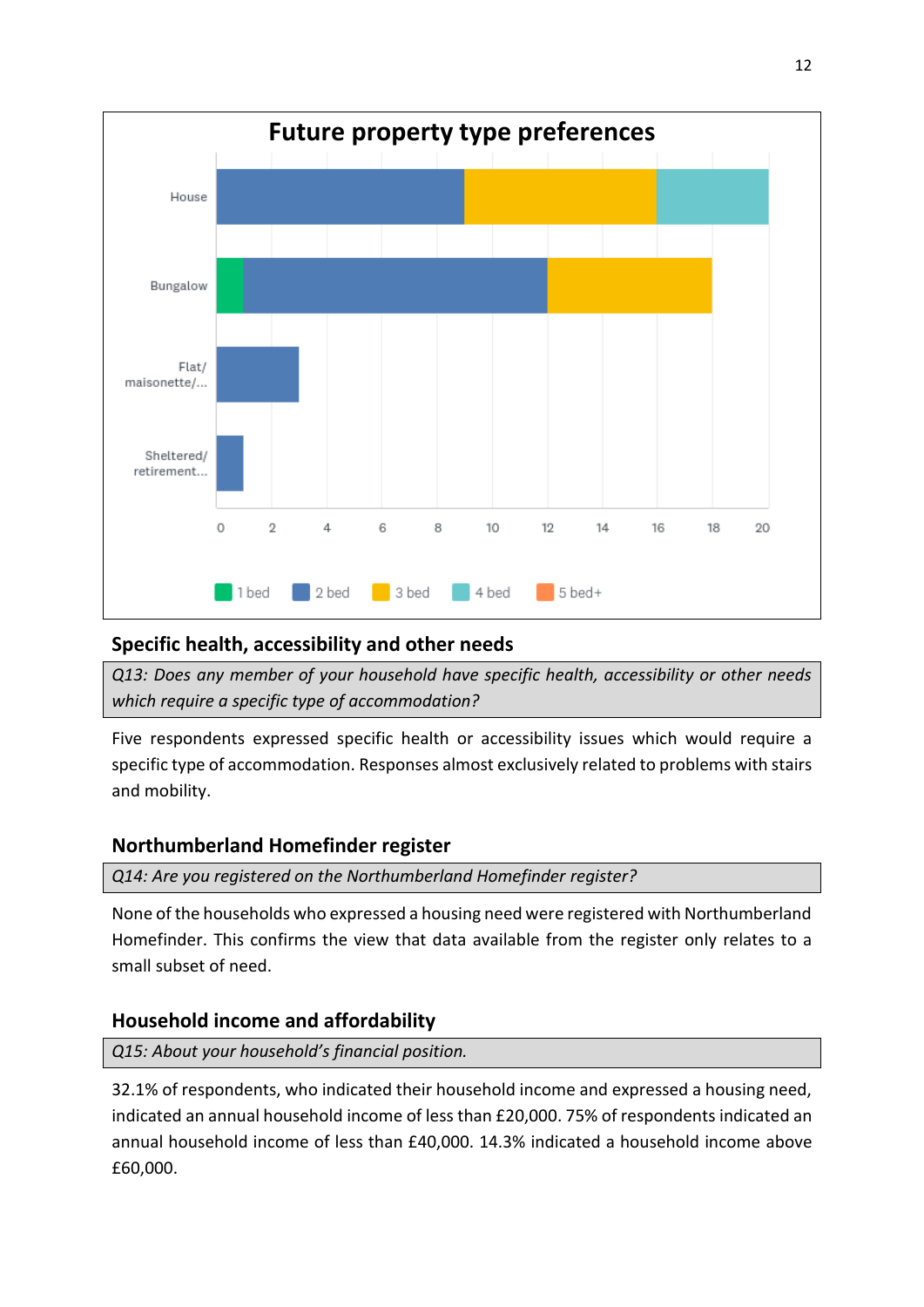## Future property type preferences

| | 1 bed | 2 bed | 3 bed | 4 bed | 5 bed+ |
|---|---|---|---|---|---|
| House | 0 | 9 | 7 | 4 | 0 |
| Bungalow | 1 | 11 | 6 | 0 | 0 |
| Flat/ maisonette/... | 0 | 3 | 0 | 0 | 0 |
| Sheltered/ retirement... | 0 | 1 | 0 | 0 | 0 |

### Specific health, accessibility and other needs

*Q13: Does any member of your household have specific health, accessibility or other needs which require a specific type of accommodation?*

Five respondents expressed specific health or accessibility issues which would require a specific type of accommodation. Responses almost exclusively related to problems with stairs and mobility.

### Northumberland Homefinder register

*Q14: Are you registered on the Northumberland Homefinder register?*

None of the households who expressed a housing need were registered with Northumberland Homefinder. This confirms the view that data available from the register only relates to a small subset of need.

### Household income and affordability

*Q15: About your household's financial position.*

32.1% of respondents, who indicated their household income and expressed a housing need, indicated an annual household income of less than £20,000. 75% of respondents indicated an annual household income of less than £40,000. 14.3% indicated a household income above £60,000.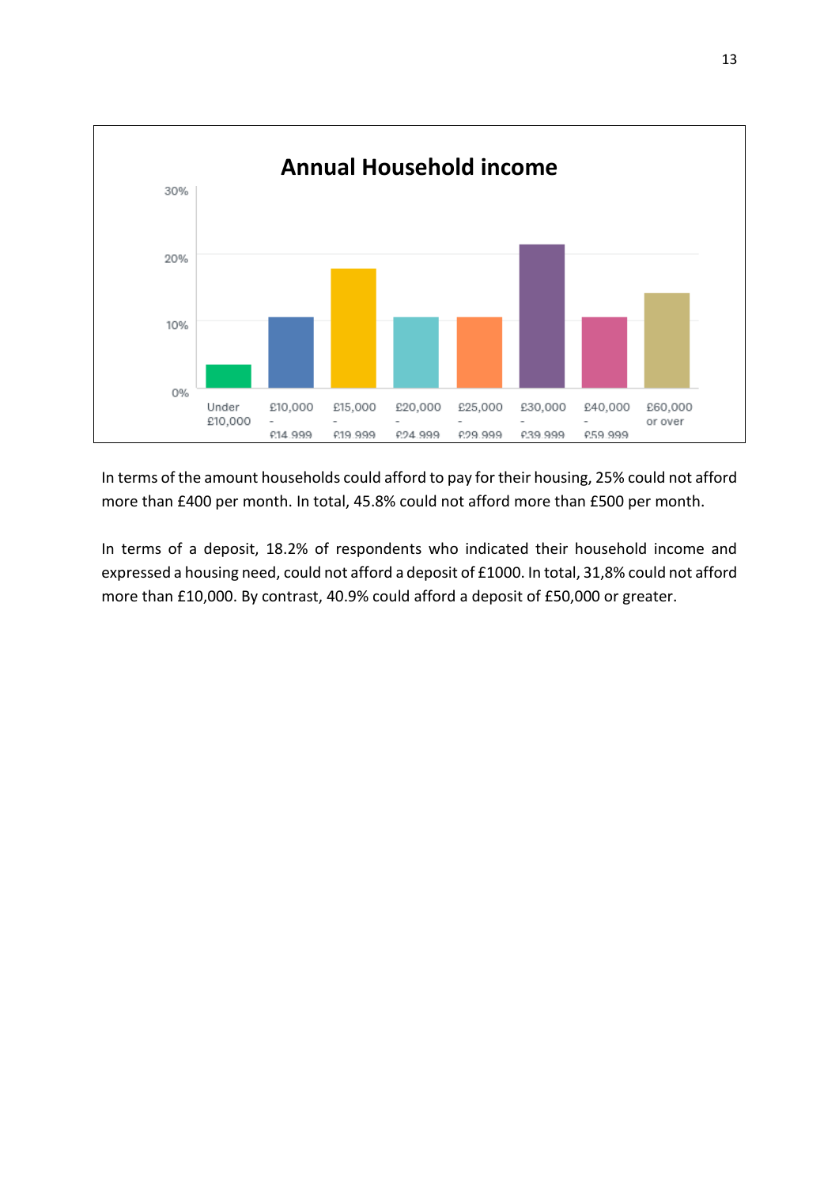**Annual Household income**

| Under £10,000 | £10,000 - £14,999 | £15,000 - £19,999 | £20,000 - £24,999 | £25,000 - £29,999 | £30,000 - £39,999 | £40,000 - £59,999 | £60,000 or over |
|---|---|---|---|---|---|---|---|

In terms of the amount households could afford to pay for their housing, 25% could not afford more than £400 per month. In total, 45.8% could not afford more than £500 per month.

In terms of a deposit, 18.2% of respondents who indicated their household income and expressed a housing need, could not afford a deposit of £1000. In total, 31,8% could not afford more than £10,000. By contrast, 40.9% could afford a deposit of £50,000 or greater.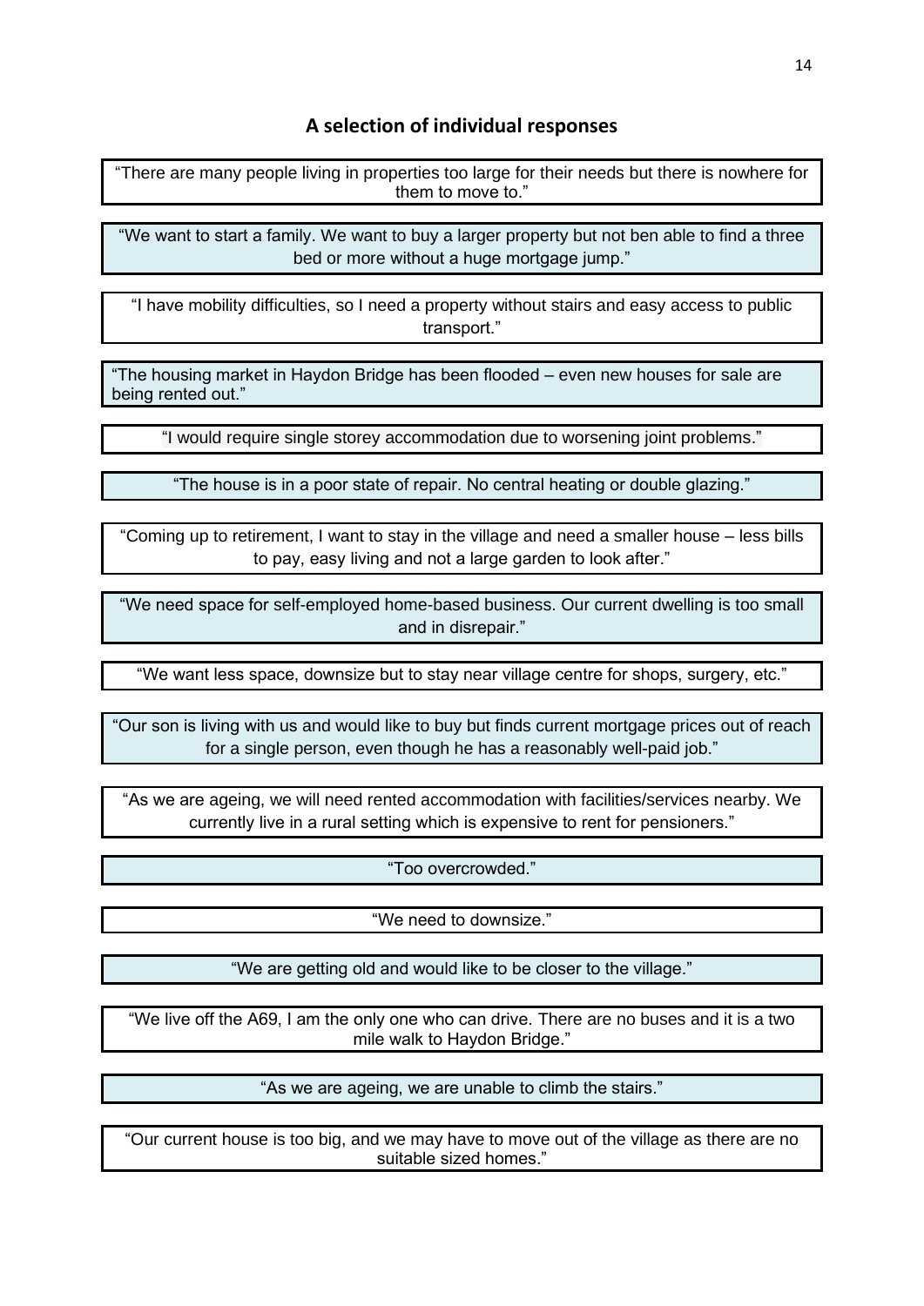## A selection of individual responses

"There are many people living in properties too large for their needs but there is nowhere for them to move to."

"We want to start a family. We want to buy a larger property but not ben able to find a three bed or more without a huge mortgage jump."

"I have mobility difficulties, so I need a property without stairs and easy access to public transport."

"The housing market in Haydon Bridge has been flooded – even new houses for sale are being rented out."

"I would require single storey accommodation due to worsening joint problems."

"The house is in a poor state of repair. No central heating or double glazing."

"Coming up to retirement, I want to stay in the village and need a smaller house – less bills to pay, easy living and not a large garden to look after."

"We need space for self-employed home-based business. Our current dwelling is too small and in disrepair."

"We want less space, downsize but to stay near village centre for shops, surgery, etc."

"Our son is living with us and would like to buy but finds current mortgage prices out of reach for a single person, even though he has a reasonably well-paid job."

"As we are ageing, we will need rented accommodation with facilities/services nearby. We currently live in a rural setting which is expensive to rent for pensioners."

"Too overcrowded."

"We need to downsize."

"We are getting old and would like to be closer to the village."

"We live off the A69, I am the only one who can drive. There are no buses and it is a two mile walk to Haydon Bridge."

"As we are ageing, we are unable to climb the stairs."

"Our current house is too big, and we may have to move out of the village as there are no suitable sized homes."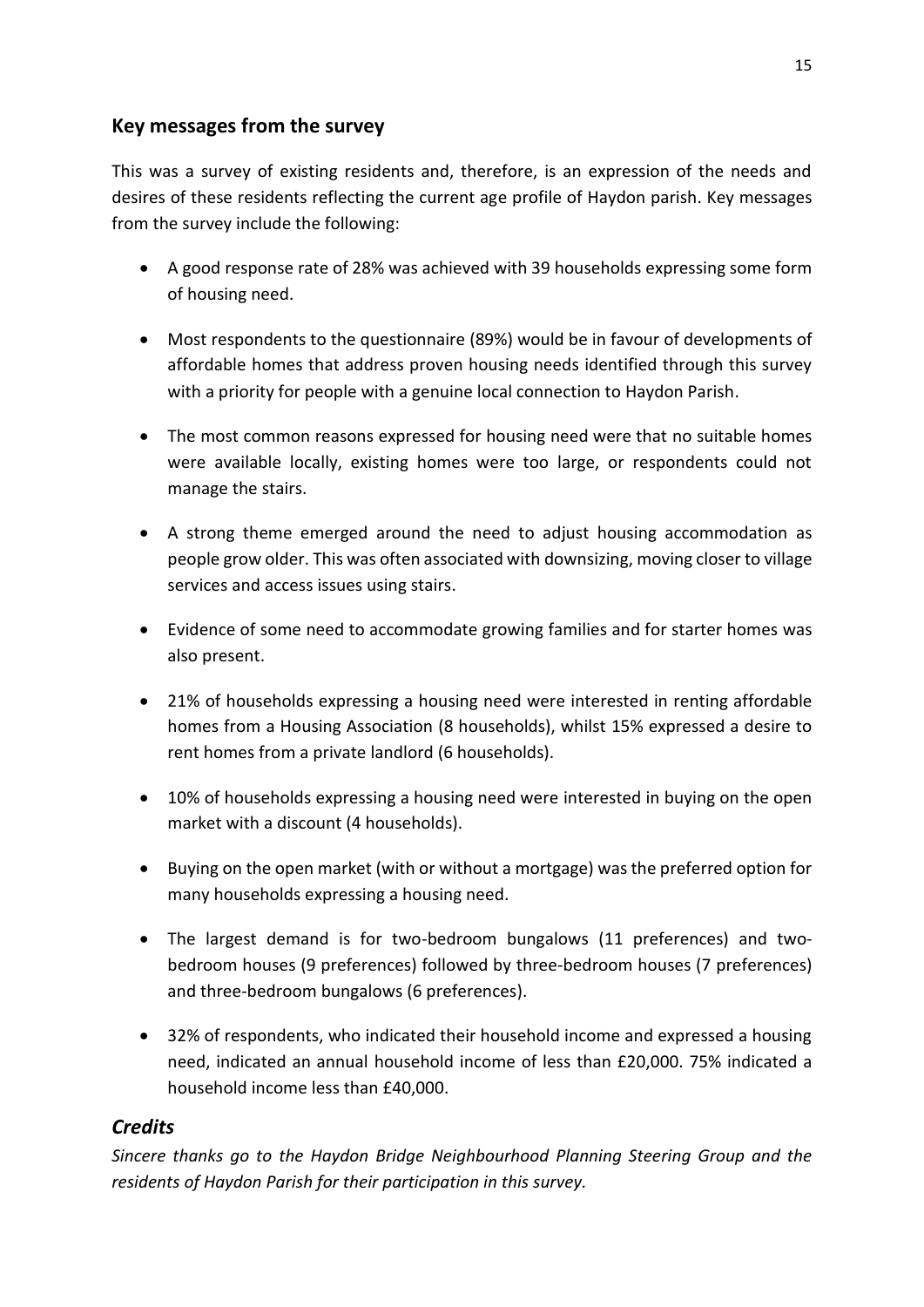## Key messages from the survey

This was a survey of existing residents and, therefore, is an expression of the needs and desires of these residents reflecting the current age profile of Haydon parish. Key messages from the survey include the following:

- A good response rate of 28% was achieved with 39 households expressing some form of housing need.
- Most respondents to the questionnaire (89%) would be in favour of developments of affordable homes that address proven housing needs identified through this survey with a priority for people with a genuine local connection to Haydon Parish.
- The most common reasons expressed for housing need were that no suitable homes were available locally, existing homes were too large, or respondents could not manage the stairs.
- A strong theme emerged around the need to adjust housing accommodation as people grow older. This was often associated with downsizing, moving closer to village services and access issues using stairs.
- Evidence of some need to accommodate growing families and for starter homes was also present.
- 21% of households expressing a housing need were interested in renting affordable homes from a Housing Association (8 households), whilst 15% expressed a desire to rent homes from a private landlord (6 households).
- 10% of households expressing a housing need were interested in buying on the open market with a discount (4 households).
- Buying on the open market (with or without a mortgage) was the preferred option for many households expressing a housing need.
- The largest demand is for two-bedroom bungalows (11 preferences) and two-bedroom houses (9 preferences) followed by three-bedroom houses (7 preferences) and three-bedroom bungalows (6 preferences).
- 32% of respondents, who indicated their household income and expressed a housing need, indicated an annual household income of less than £20,000. 75% indicated a household income less than £40,000.

## *Credits*

*Sincere thanks go to the Haydon Bridge Neighbourhood Planning Steering Group and the residents of Haydon Parish for their participation in this survey.*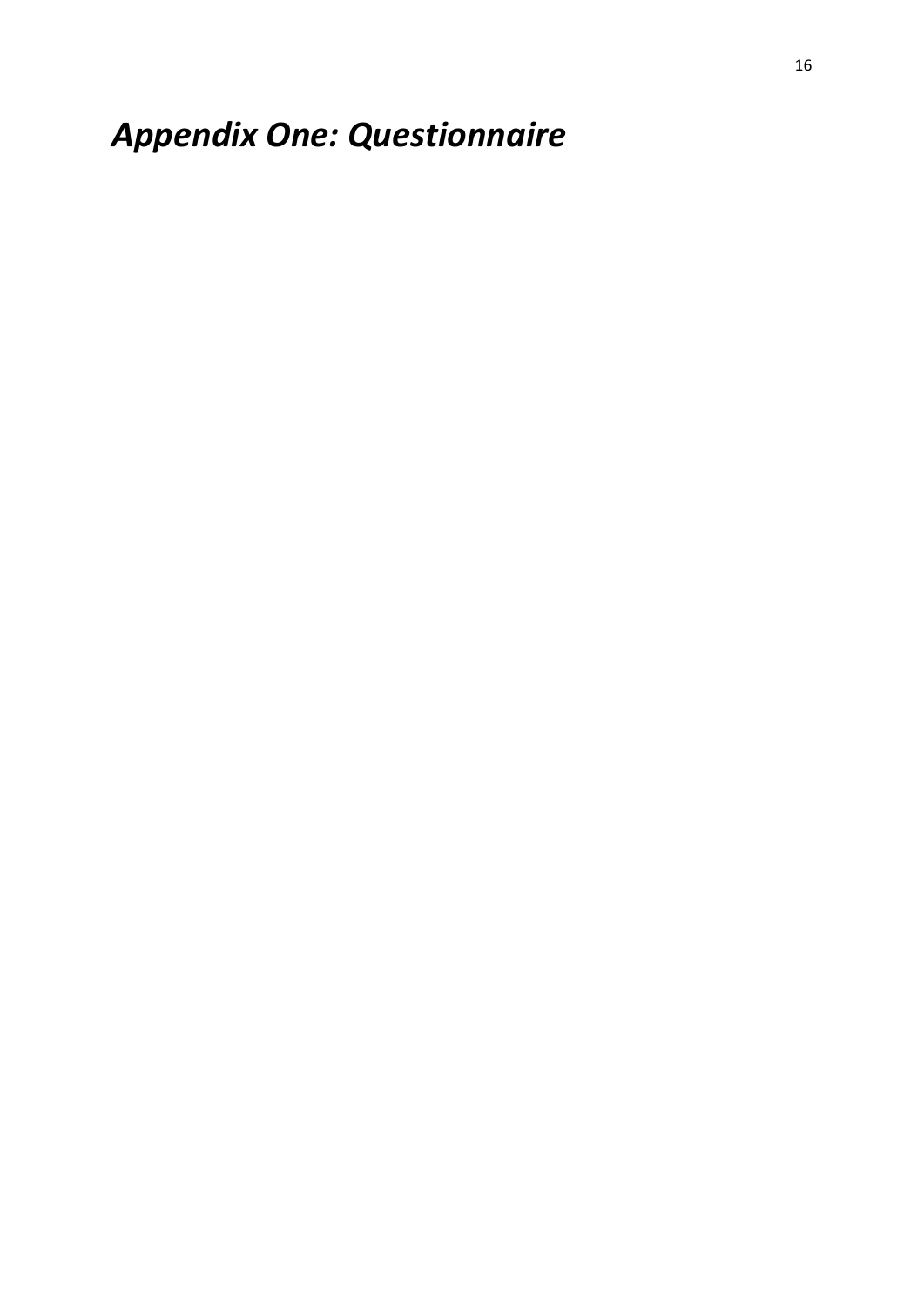# *Appendix One: Questionnaire*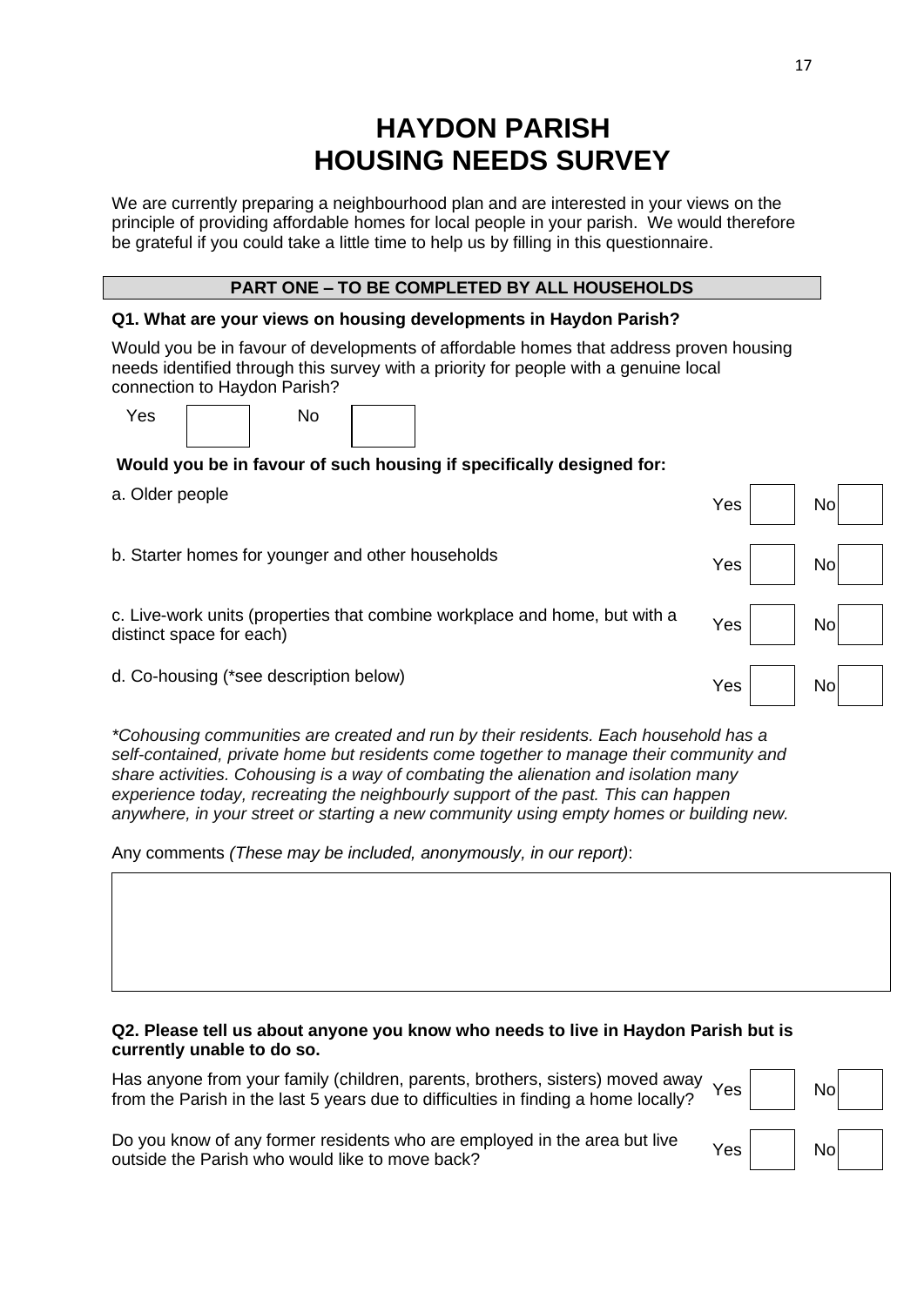# HAYDON PARISH
# HOUSING NEEDS SURVEY

We are currently preparing a neighbourhood plan and are interested in your views on the principle of providing affordable homes for local people in your parish. We would therefore be grateful if you could take a little time to help us by filling in this questionnaire.

## PART ONE – TO BE COMPLETED BY ALL HOUSEHOLDS

**Q1. What are your views on housing developments in Haydon Parish?**

Would you be in favour of developments of affordable homes that address proven housing needs identified through this survey with a priority for people with a genuine local connection to Haydon Parish?

Yes ☐ No ☐

**Would you be in favour of such housing if specifically designed for:**

| | | |
|---|---|---|
| a. Older people | Yes ☐ | No ☐ |
| b. Starter homes for younger and other households | Yes ☐ | No ☐ |
| c. Live-work units (properties that combine workplace and home, but with a distinct space for each) | Yes ☐ | No ☐ |
| d. Co-housing (*see description below) | Yes ☐ | No ☐ |

*\*Cohousing communities are created and run by their residents. Each household has a self-contained, private home but residents come together to manage their community and share activities. Cohousing is a way of combating the alienation and isolation many experience today, recreating the neighbourly support of the past. This can happen anywhere, in your street or starting a new community using empty homes or building new.*

Any comments *(These may be included, anonymously, in our report)*:

**Q2. Please tell us about anyone you know who needs to live in Haydon Parish but is currently unable to do so.**

| | | |
|---|---|---|
| Has anyone from your family (children, parents, brothers, sisters) moved away from the Parish in the last 5 years due to difficulties in finding a home locally? | Yes ☐ | No ☐ |
| Do you know of any former residents who are employed in the area but live outside the Parish who would like to move back? | Yes ☐ | No ☐ |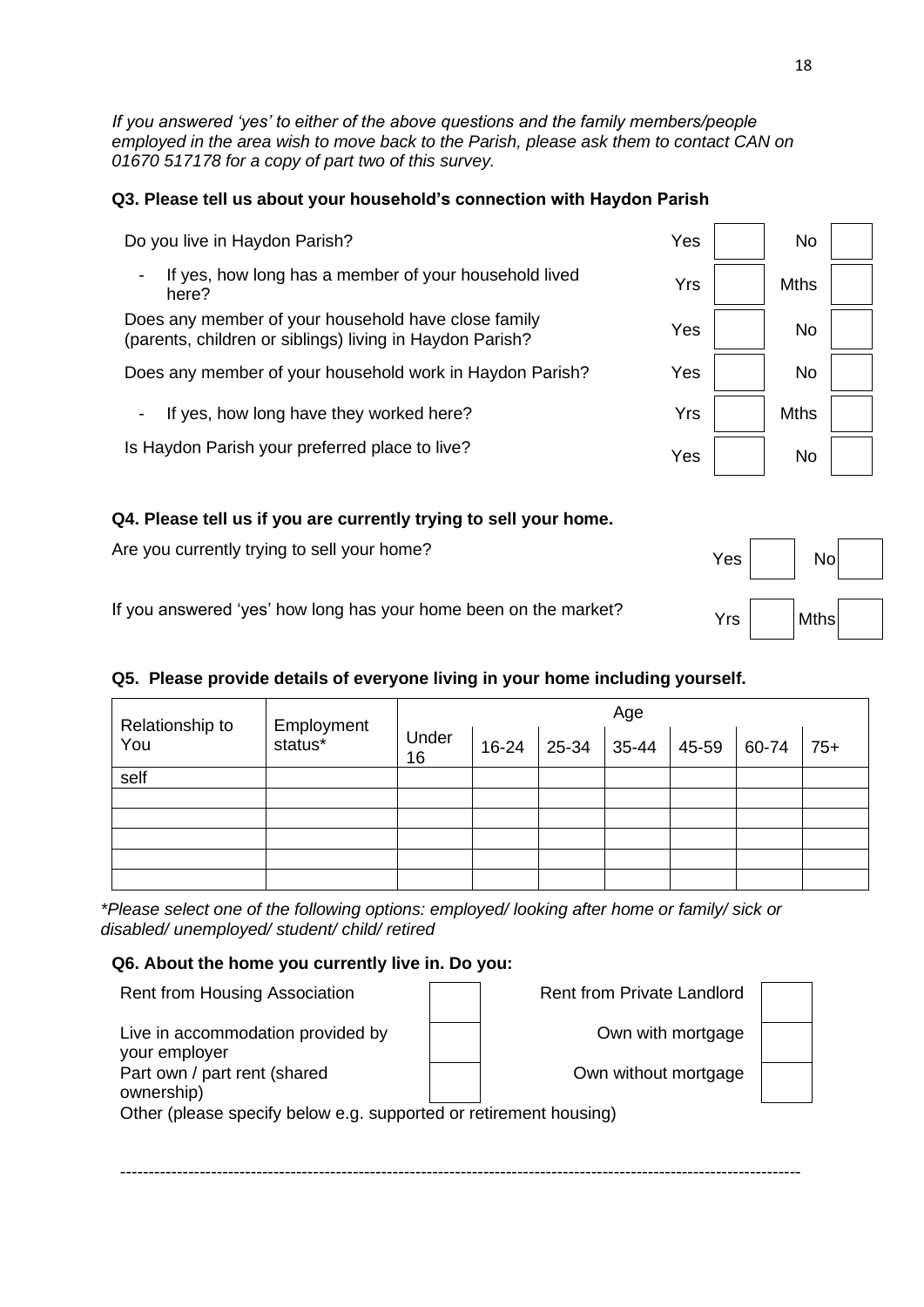*If you answered 'yes' to either of the above questions and the family members/people employed in the area wish to move back to the Parish, please ask them to contact CAN on 01670 517178 for a copy of part two of this survey.*

**Q3. Please tell us about your household's connection with Haydon Parish**

| | | | | |
|---|---|---|---|---|
| Do you live in Haydon Parish? | Yes | | No | |
| - If yes, how long has a member of your household lived here? | Yrs | | Mths | |
| Does any member of your household have close family (parents, children or siblings) living in Haydon Parish? | Yes | | No | |
| Does any member of your household work in Haydon Parish? | Yes | | No | |
| - If yes, how long have they worked here? | Yrs | | Mths | |
| Is Haydon Parish your preferred place to live? | Yes | | No | |

**Q4. Please tell us if you are currently trying to sell your home.**

| | | | | |
|---|---|---|---|---|
| Are you currently trying to sell your home? | Yes | | No | |
| If you answered 'yes' how long has your home been on the market? | Yrs | | Mths | |

**Q5. Please provide details of everyone living in your home including yourself.**

| Relationship to You | Employment status* | Age | | | | | | |
|---|---|---|---|---|---|---|---|---|
| | | Under 16 | 16-24 | 25-34 | 35-44 | 45-59 | 60-74 | 75+ |
| self | | | | | | | | |
| | | | | | | | | |
| | | | | | | | | |
| | | | | | | | | |
| | | | | | | | | |
| | | | | | | | | |

*\*Please select one of the following options: employed/ looking after home or family/ sick or disabled/ unemployed/ student/ child/ retired*

**Q6. About the home you currently live in. Do you:**

| | | | |
|---|---|---|---|
| Rent from Housing Association | | Rent from Private Landlord | |
| Live in accommodation provided by your employer | | Own with mortgage | |
| Part own / part rent (shared ownership) | | Own without mortgage | |

Other (please specify below e.g. supported or retirement housing)

------------------------------------------------------------------------------------------------------------------------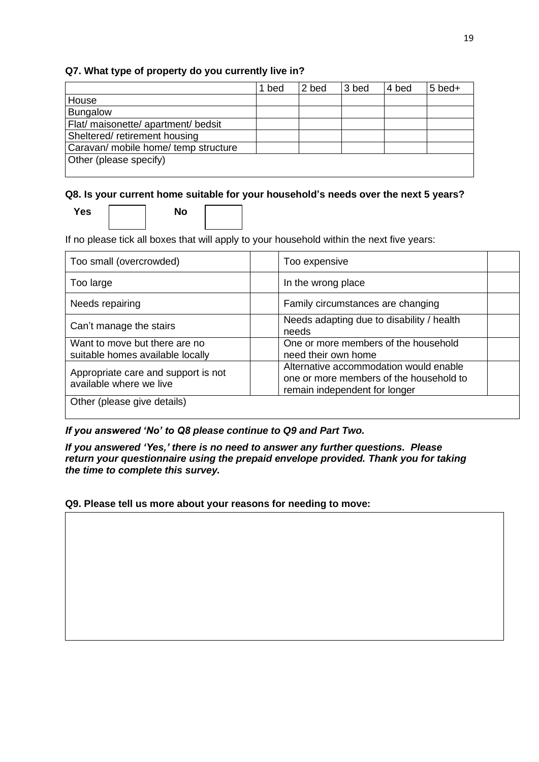**Q7. What type of property do you currently live in?**

| | 1 bed | 2 bed | 3 bed | 4 bed | 5 bed+ |
|---|---|---|---|---|---|
| House | | | | | |
| Bungalow | | | | | |
| Flat/ maisonette/ apartment/ bedsit | | | | | |
| Sheltered/ retirement housing | | | | | |
| Caravan/ mobile home/ temp structure | | | | | |
| Other (please specify) | | | | | |

**Q8. Is your current home suitable for your household's needs over the next 5 years?**

**Yes** ☐ **No** ☐

If no please tick all boxes that will apply to your household within the next five years:

| | | | |
|---|---|---|---|
| Too small (overcrowded) | | Too expensive | |
| Too large | | In the wrong place | |
| Needs repairing | | Family circumstances are changing | |
| Can't manage the stairs | | Needs adapting due to disability / health needs | |
| Want to move but there are no suitable homes available locally | | One or more members of the household need their own home | |
| Appropriate care and support is not available where we live | | Alternative accommodation would enable one or more members of the household to remain independent for longer | |
| Other (please give details) | | | |

***If you answered 'No' to Q8 please continue to Q9 and Part Two.***

***If you answered 'Yes,' there is no need to answer any further questions. Please return your questionnaire using the prepaid envelope provided. Thank you for taking the time to complete this survey.***

**Q9. Please tell us more about your reasons for needing to move:**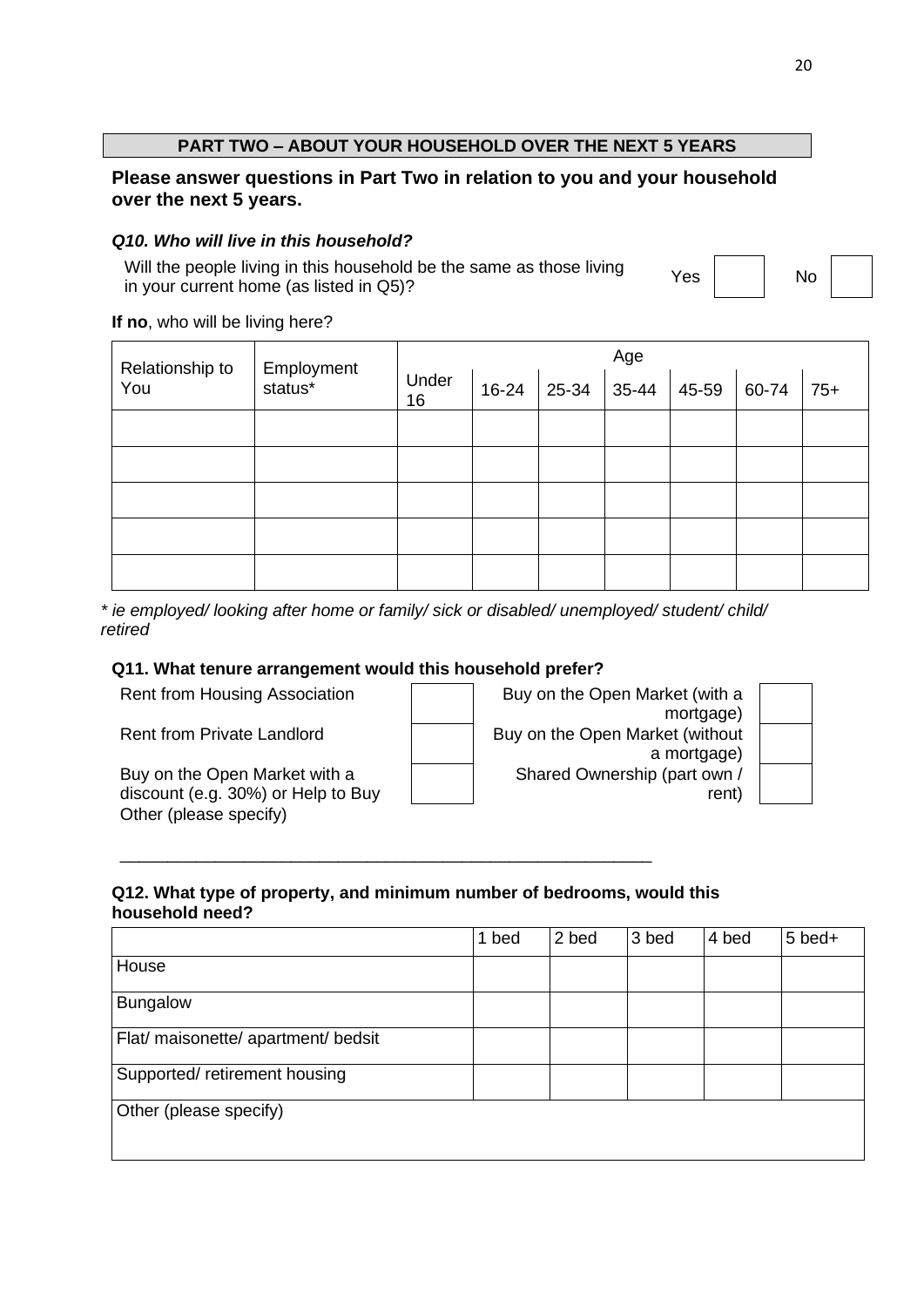## PART TWO – ABOUT YOUR HOUSEHOLD OVER THE NEXT 5 YEARS

**Please answer questions in Part Two in relation to you and your household over the next 5 years.**

***Q10. Who will live in this household?***

Will the people living in this household be the same as those living in your current home (as listed in Q5)? Yes ☐ No ☐

**If no**, who will be living here?

| Relationship to You | Employment status* | Age | | | | | | |
|---|---|---|---|---|---|---|---|---|
| | | Under 16 | 16-24 | 25-34 | 35-44 | 45-59 | 60-74 | 75+ |
| | | | | | | | | |
| | | | | | | | | |
| | | | | | | | | |
| | | | | | | | | |
| | | | | | | | | |

*\* ie employed/ looking after home or family/ sick or disabled/ unemployed/ student/ child/ retired*

**Q11. What tenure arrangement would this household prefer?**

| | | | |
|---|---|---|---|
| Rent from Housing Association | ☐ | Buy on the Open Market (with a mortgage) | ☐ |
| Rent from Private Landlord | ☐ | Buy on the Open Market (without a mortgage) | ☐ |
| Buy on the Open Market with a discount (e.g. 30%) or Help to Buy | ☐ | Shared Ownership (part own / rent) | ☐ |

Other (please specify)

_______________________________________________________

**Q12. What type of property, and minimum number of bedrooms, would this household need?**

| | 1 bed | 2 bed | 3 bed | 4 bed | 5 bed+ |
|---|---|---|---|---|---|
| House | | | | | |
| Bungalow | | | | | |
| Flat/ maisonette/ apartment/ bedsit | | | | | |
| Supported/ retirement housing | | | | | |
| Other (please specify) | | | | | |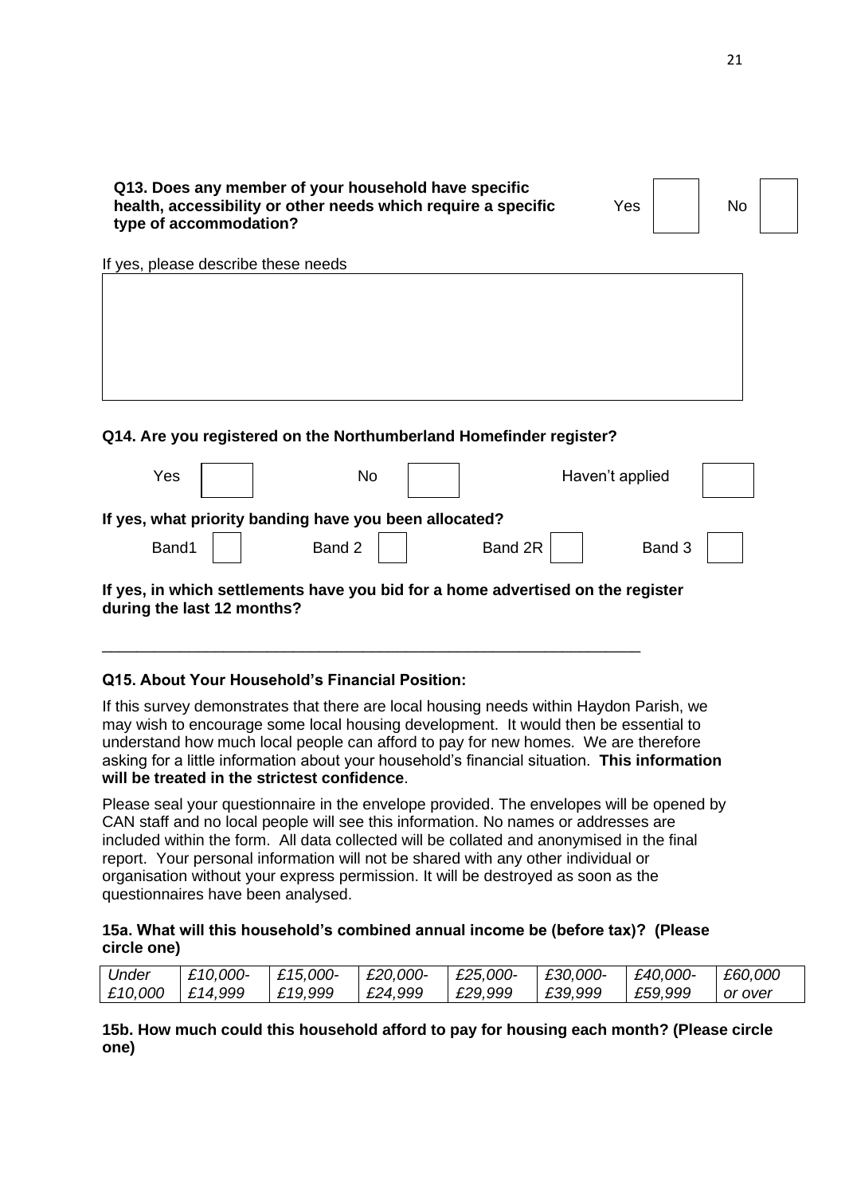**Q13. Does any member of your household have specific health, accessibility or other needs which require a specific type of accommodation?**

Yes ☐ No ☐

If yes, please describe these needs

|  |
|---|
|  |

**Q14. Are you registered on the Northumberland Homefinder register?**

Yes ☐ No ☐ Haven't applied ☐

**If yes, what priority banding have you been allocated?**

Band1 ☐ Band 2 ☐ Band 2R ☐ Band 3 ☐

**If yes, in which settlements have you bid for a home advertised on the register during the last 12 months?**

\_\_\_\_\_\_\_\_\_\_\_\_\_\_\_\_\_\_\_\_\_\_\_\_\_\_\_\_\_\_\_\_\_\_\_\_\_\_\_\_\_\_\_\_\_\_\_\_\_\_\_\_\_\_\_\_\_\_\_\_\_\_

**Q15. About Your Household's Financial Position:**

If this survey demonstrates that there are local housing needs within Haydon Parish, we may wish to encourage some local housing development. It would then be essential to understand how much local people can afford to pay for new homes. We are therefore asking for a little information about your household's financial situation. **This information will be treated in the strictest confidence**.

Please seal your questionnaire in the envelope provided. The envelopes will be opened by CAN staff and no local people will see this information. No names or addresses are included within the form. All data collected will be collated and anonymised in the final report. Your personal information will not be shared with any other individual or organisation without your express permission. It will be destroyed as soon as the questionnaires have been analysed.

**15a. What will this household's combined annual income be (before tax)? (Please circle one)**

| *Under £10,000* | *£10,000- £14,999* | *£15,000- £19,999* | *£20,000- £24,999* | *£25,000- £29,999* | *£30,000- £39,999* | *£40,000- £59,999* | *£60,000 or over* |
|---|---|---|---|---|---|---|---|

**15b. How much could this household afford to pay for housing each month? (Please circle one)**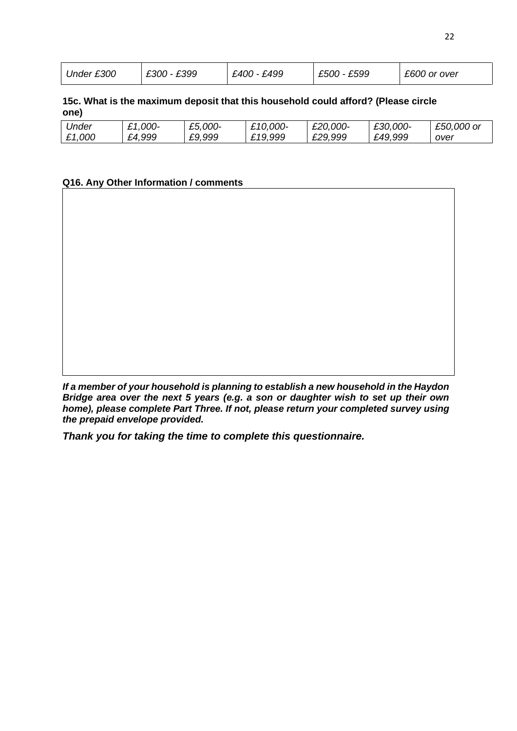| *Under £300* | *£300 - £399* | *£400 - £499* | *£500 - £599* | *£600 or over* |
|---|---|---|---|---|

**15c. What is the maximum deposit that this household could afford? (Please circle one)**

| *Under £1,000* | *£1,000-£4,999* | *£5,000-£9,999* | *£10,000-£19,999* | *£20,000-£29,999* | *£30,000-£49,999* | *£50,000 or over* |
|---|---|---|---|---|---|---|

**Q16. Any Other Information / comments**

| |
|---|
| |

***If a member of your household is planning to establish a new household in the Haydon Bridge area over the next 5 years (e.g. a son or daughter wish to set up their own home), please complete Part Three. If not, please return your completed survey using the prepaid envelope provided.***

***Thank you for taking the time to complete this questionnaire.***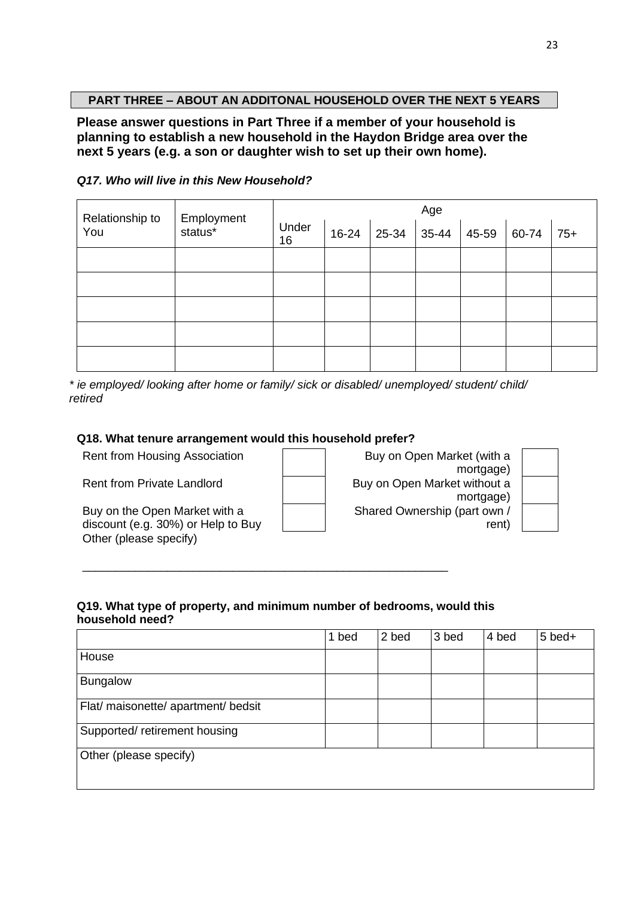## PART THREE – ABOUT AN ADDITONAL HOUSEHOLD OVER THE NEXT 5 YEARS

**Please answer questions in Part Three if a member of your household is planning to establish a new household in the Haydon Bridge area over the next 5 years (e.g. a son or daughter wish to set up their own home).**

***Q17. Who will live in this New Household?***

| Relationship to You | Employment status* | Age | | | | | | |
|---|---|---|---|---|---|---|---|---|
| | | Under 16 | 16-24 | 25-34 | 35-44 | 45-59 | 60-74 | 75+ |
| | | | | | | | | |
| | | | | | | | | |
| | | | | | | | | |
| | | | | | | | | |
| | | | | | | | | |

*\* ie employed/ looking after home or family/ sick or disabled/ unemployed/ student/ child/ retired*

**Q18. What tenure arrangement would this household prefer?**

| | | | |
|---|---|---|---|
| Rent from Housing Association | ☐ | Buy on Open Market (with a mortgage) | ☐ |
| Rent from Private Landlord | ☐ | Buy on Open Market without a mortgage) | ☐ |
| Buy on the Open Market with a discount (e.g. 30%) or Help to Buy | ☐ | Shared Ownership (part own / rent) | ☐ |

Other (please specify)

\_\_\_\_\_\_\_\_\_\_\_\_\_\_\_\_\_\_\_\_\_\_\_\_\_\_\_\_\_\_\_\_\_\_\_\_\_\_\_\_\_\_\_\_\_\_\_\_\_\_\_\_\_\_

**Q19. What type of property, and minimum number of bedrooms, would this household need?**

| | 1 bed | 2 bed | 3 bed | 4 bed | 5 bed+ |
|---|---|---|---|---|---|
| House | | | | | |
| Bungalow | | | | | |
| Flat/ maisonette/ apartment/ bedsit | | | | | |
| Supported/ retirement housing | | | | | |
| Other (please specify) | | | | | |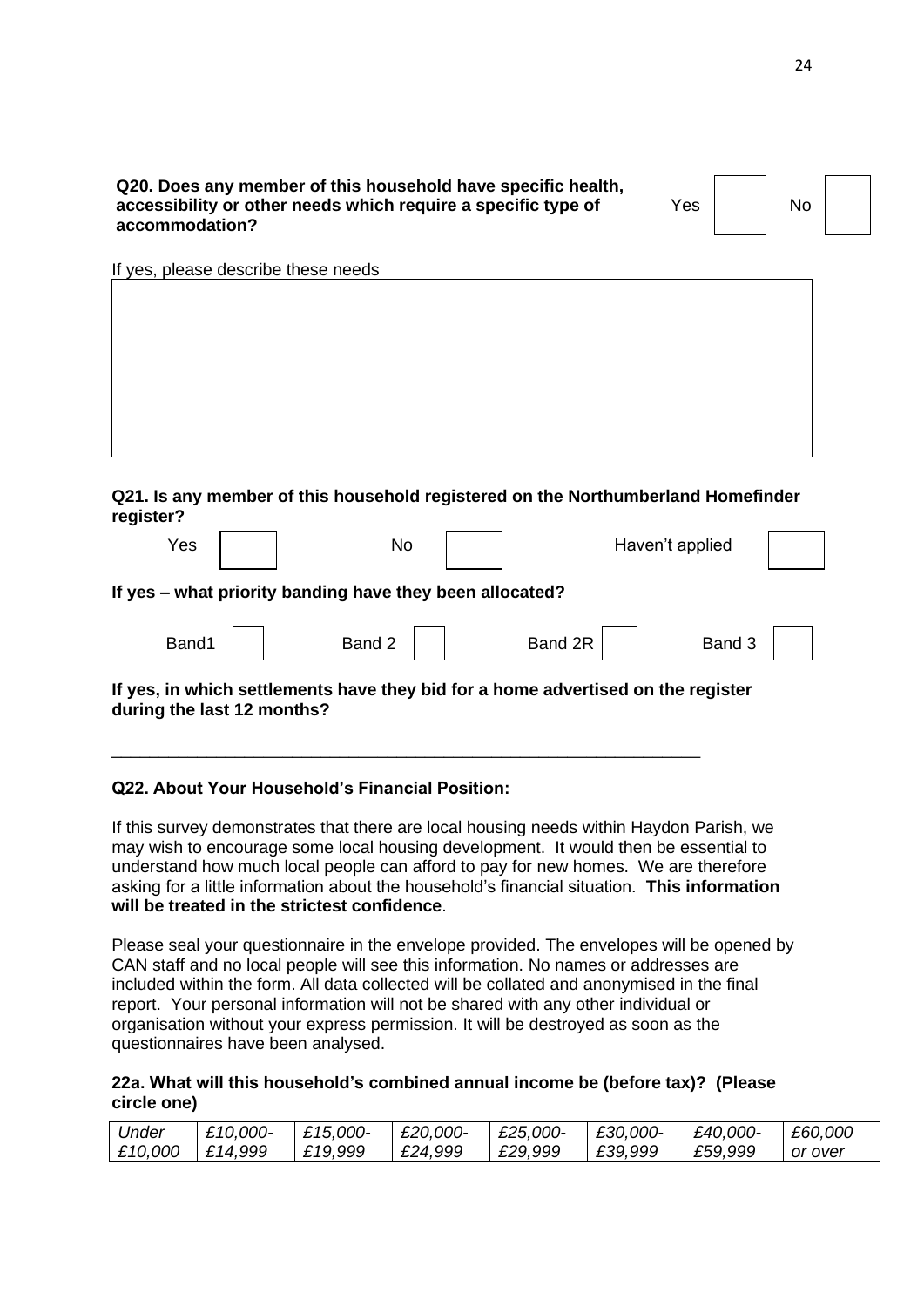**Q20. Does any member of this household have specific health, accessibility or other needs which require a specific type of accommodation?**

Yes ☐ No ☐

If yes, please describe these needs

**Q21. Is any member of this household registered on the Northumberland Homefinder register?**

Yes ☐ No ☐ Haven't applied ☐

**If yes – what priority banding have they been allocated?**

Band1 ☐ Band 2 ☐ Band 2R ☐ Band 3 ☐

**If yes, in which settlements have they bid for a home advertised on the register during the last 12 months?**

\_\_\_\_\_\_\_\_\_\_\_\_\_\_\_\_\_\_\_\_\_\_\_\_\_\_\_\_\_\_\_\_\_\_\_\_\_\_\_\_\_\_\_\_\_\_\_\_\_\_\_\_\_\_\_\_\_\_\_\_\_\_

**Q22. About Your Household's Financial Position:**

If this survey demonstrates that there are local housing needs within Haydon Parish, we may wish to encourage some local housing development. It would then be essential to understand how much local people can afford to pay for new homes. We are therefore asking for a little information about the household's financial situation. **This information will be treated in the strictest confidence**.

Please seal your questionnaire in the envelope provided. The envelopes will be opened by CAN staff and no local people will see this information. No names or addresses are included within the form. All data collected will be collated and anonymised in the final report. Your personal information will not be shared with any other individual or organisation without your express permission. It will be destroyed as soon as the questionnaires have been analysed.

**22a. What will this household's combined annual income be (before tax)? (Please circle one)**

| *Under £10,000* | *£10,000- £14,999* | *£15,000- £19,999* | *£20,000- £24,999* | *£25,000- £29,999* | *£30,000- £39,999* | *£40,000- £59,999* | *£60,000 or over* |
|---|---|---|---|---|---|---|---|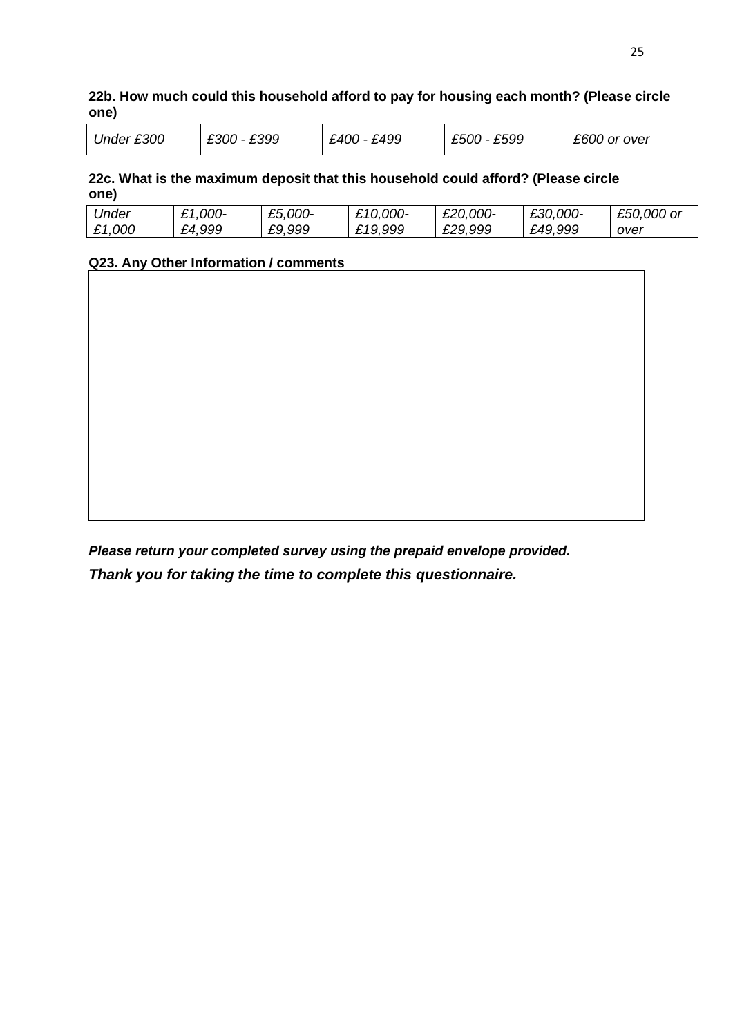**22b. How much could this household afford to pay for housing each month? (Please circle one)**

| *Under £300* | *£300 - £399* | *£400 - £499* | *£500 - £599* | *£600 or over* |
|---|---|---|---|---|

**22c. What is the maximum deposit that this household could afford? (Please circle one)**

| *Under £1,000* | *£1,000- £4,999* | *£5,000- £9,999* | *£10,000- £19,999* | *£20,000- £29,999* | *£30,000- £49,999* | *£50,000 or over* |
|---|---|---|---|---|---|---|

**Q23. Any Other Information / comments**

***Please return your completed survey using the prepaid envelope provided.***

***Thank you for taking the time to complete this questionnaire.***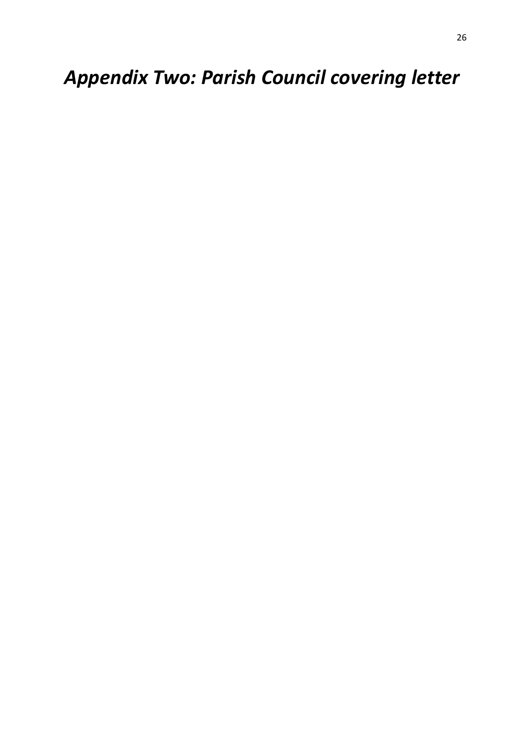# *Appendix Two: Parish Council covering letter*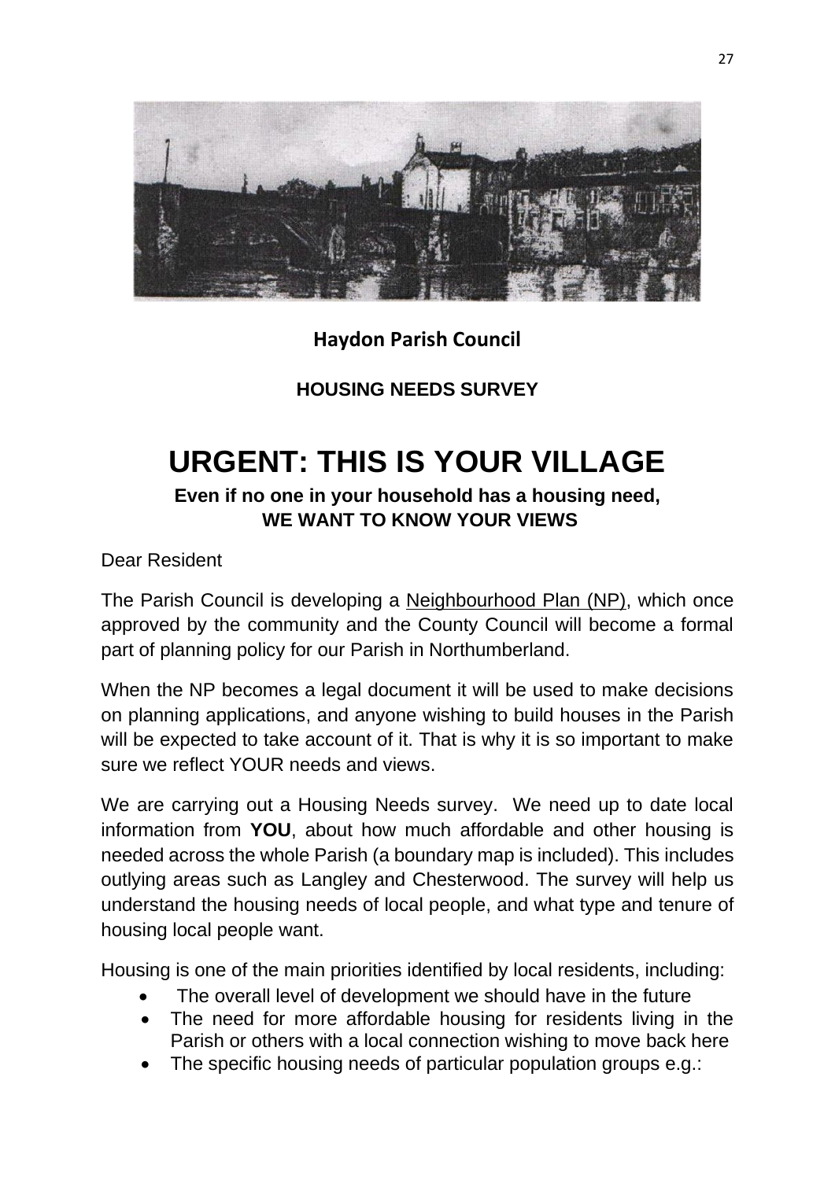**Haydon Parish Council**

**HOUSING NEEDS SURVEY**

# URGENT: THIS IS YOUR VILLAGE

**Even if no one in your household has a housing need,**
**WE WANT TO KNOW YOUR VIEWS**

Dear Resident

The Parish Council is developing a Neighbourhood Plan (NP), which once approved by the community and the County Council will become a formal part of planning policy for our Parish in Northumberland.

When the NP becomes a legal document it will be used to make decisions on planning applications, and anyone wishing to build houses in the Parish will be expected to take account of it. That is why it is so important to make sure we reflect YOUR needs and views.

We are carrying out a Housing Needs survey. We need up to date local information from **YOU**, about how much affordable and other housing is needed across the whole Parish (a boundary map is included). This includes outlying areas such as Langley and Chesterwood. The survey will help us understand the housing needs of local people, and what type and tenure of housing local people want.

Housing is one of the main priorities identified by local residents, including:

- The overall level of development we should have in the future
- The need for more affordable housing for residents living in the Parish or others with a local connection wishing to move back here
- The specific housing needs of particular population groups e.g.: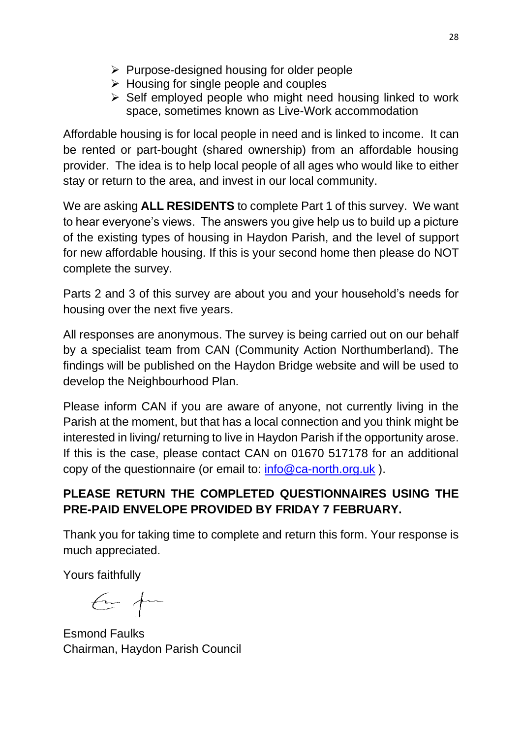- Purpose-designed housing for older people
- Housing for single people and couples
- Self employed people who might need housing linked to work space, sometimes known as Live-Work accommodation

Affordable housing is for local people in need and is linked to income. It can be rented or part-bought (shared ownership) from an affordable housing provider. The idea is to help local people of all ages who would like to either stay or return to the area, and invest in our local community.

We are asking **ALL RESIDENTS** to complete Part 1 of this survey. We want to hear everyone's views. The answers you give help us to build up a picture of the existing types of housing in Haydon Parish, and the level of support for new affordable housing. If this is your second home then please do NOT complete the survey.

Parts 2 and 3 of this survey are about you and your household's needs for housing over the next five years.

All responses are anonymous. The survey is being carried out on our behalf by a specialist team from CAN (Community Action Northumberland). The findings will be published on the Haydon Bridge website and will be used to develop the Neighbourhood Plan.

Please inform CAN if you are aware of anyone, not currently living in the Parish at the moment, but that has a local connection and you think might be interested in living/ returning to live in Haydon Parish if the opportunity arose. If this is the case, please contact CAN on 01670 517178 for an additional copy of the questionnaire (or email to: info@ca-north.org.uk ).

**PLEASE RETURN THE COMPLETED QUESTIONNAIRES USING THE PRE-PAID ENVELOPE PROVIDED BY FRIDAY 7 FEBRUARY.**

Thank you for taking time to complete and return this form. Your response is much appreciated.

Yours faithfully

Esmond Faulks
Chairman, Haydon Parish Council